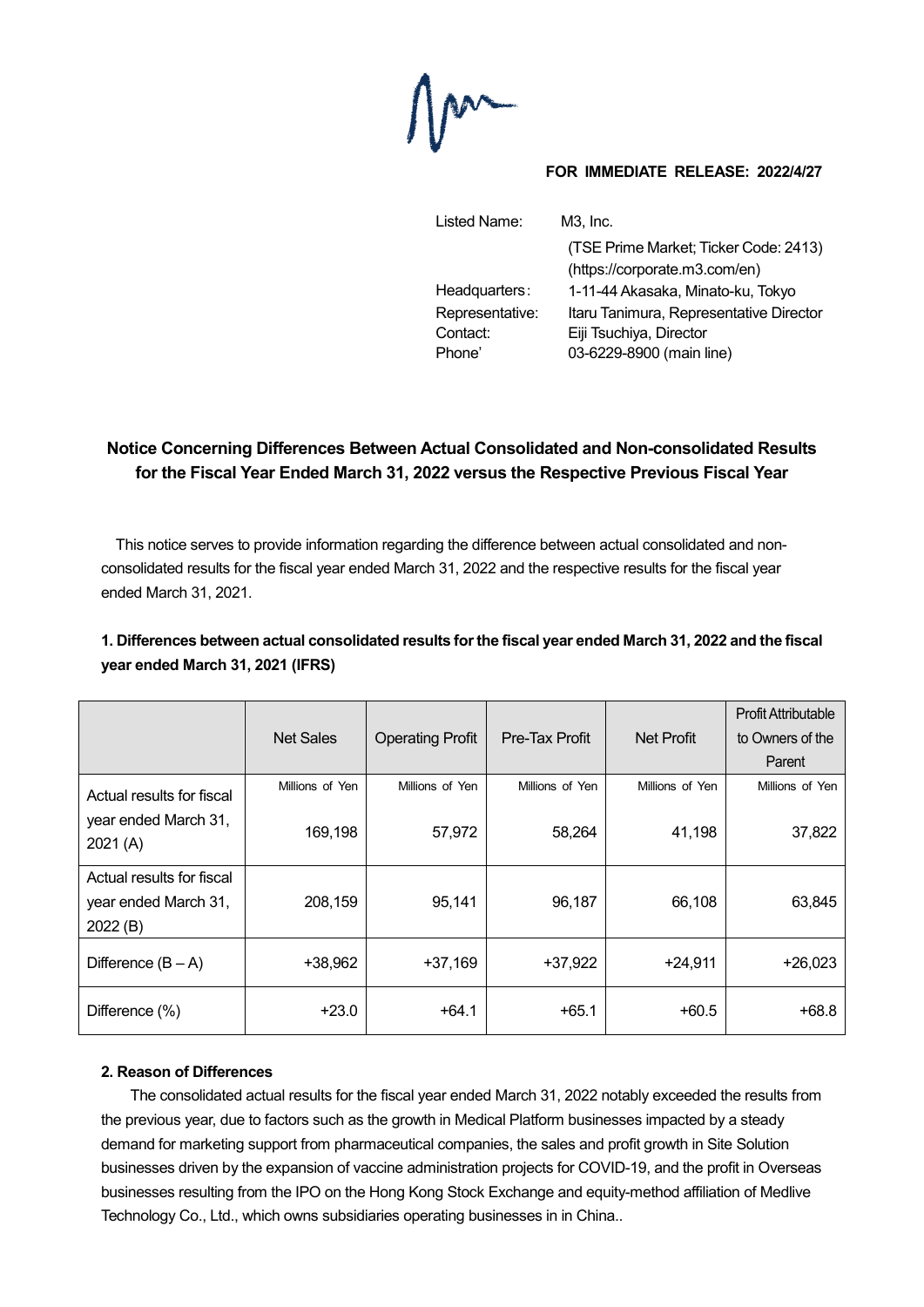**FOR IMMEDIATE RELEASE: 2022/4/27**

| | |
|---|---|
| Listed Name: | M3, Inc. |
| | (TSE Prime Market; Ticker Code: 2413) |
| | (https://corporate.m3.com/en) |
| Headquarters: | 1-11-44 Akasaka, Minato-ku, Tokyo |
| Representative: | Itaru Tanimura, Representative Director |
| Contact: | Eiji Tsuchiya, Director |
| Phone' | 03-6229-8900 (main line) |

## Notice Concerning Differences Between Actual Consolidated and Non-consolidated Results for the Fiscal Year Ended March 31, 2022 versus the Respective Previous Fiscal Year

This notice serves to provide information regarding the difference between actual consolidated and non-consolidated results for the fiscal year ended March 31, 2022 and the respective results for the fiscal year ended March 31, 2021.

### 1. Differences between actual consolidated results for the fiscal year ended March 31, 2022 and the fiscal year ended March 31, 2021 (IFRS)

| | Net Sales | Operating Profit | Pre-Tax Profit | Net Profit | Profit Attributable to Owners of the Parent |
|---|---|---|---|---|---|
| | Millions of Yen | Millions of Yen | Millions of Yen | Millions of Yen | Millions of Yen |
| Actual results for fiscal year ended March 31, 2021 (A) | 169,198 | 57,972 | 58,264 | 41,198 | 37,822 |
| Actual results for fiscal year ended March 31, 2022 (B) | 208,159 | 95,141 | 96,187 | 66,108 | 63,845 |
| Difference (B – A) | +38,962 | +37,169 | +37,922 | +24,911 | +26,023 |
| Difference (%) | +23.0 | +64.1 | +65.1 | +60.5 | +68.8 |

### 2. Reason of Differences

The consolidated actual results for the fiscal year ended March 31, 2022 notably exceeded the results from the previous year, due to factors such as the growth in Medical Platform businesses impacted by a steady demand for marketing support from pharmaceutical companies, the sales and profit growth in Site Solution businesses driven by the expansion of vaccine administration projects for COVID-19, and the profit in Overseas businesses resulting from the IPO on the Hong Kong Stock Exchange and equity-method affiliation of Medlive Technology Co., Ltd., which owns subsidiaries operating businesses in in China..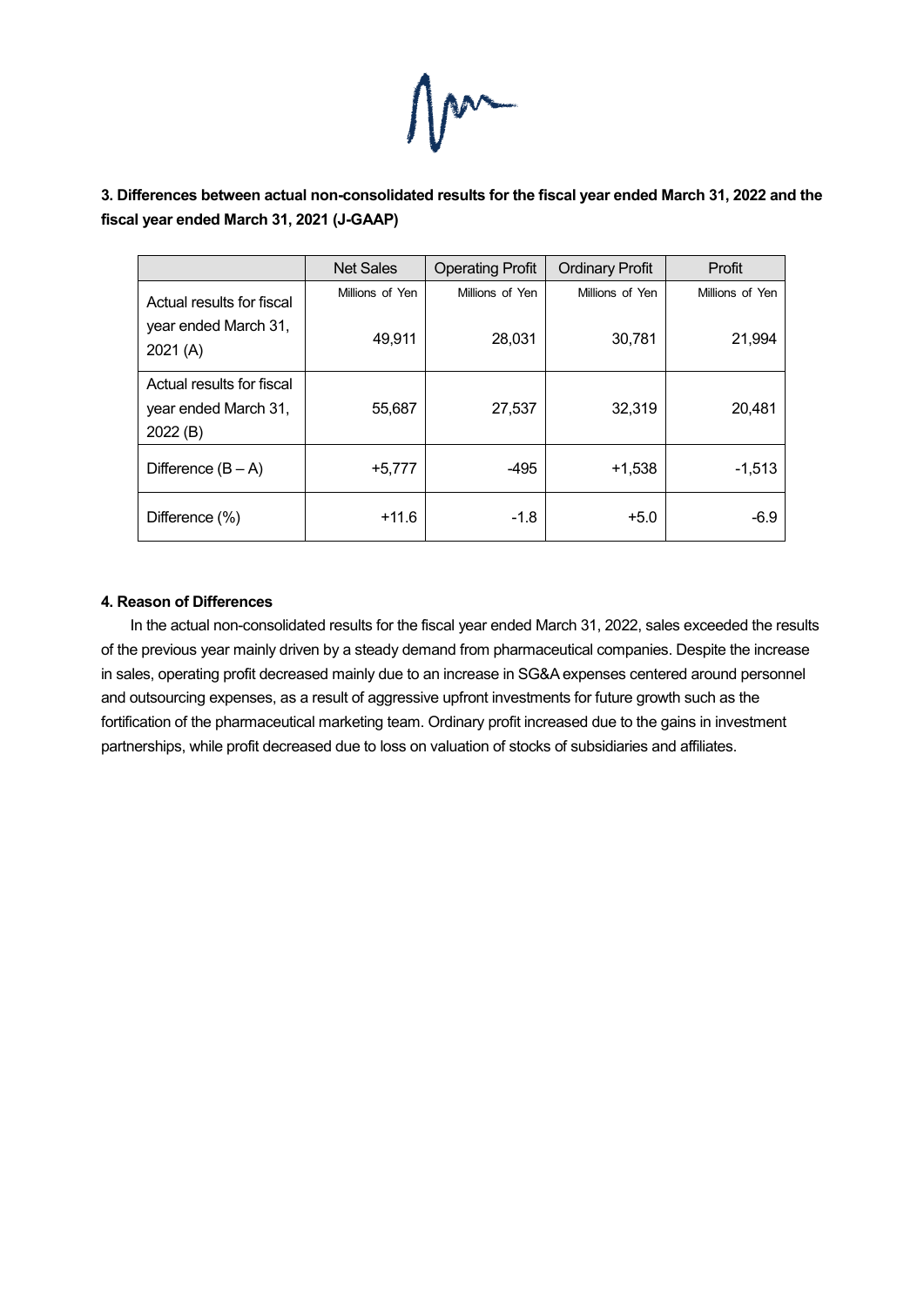### 3. Differences between actual non-consolidated results for the fiscal year ended March 31, 2022 and the fiscal year ended March 31, 2021 (J-GAAP)

| | Net Sales | Operating Profit | Ordinary Profit | Profit |
|---|---|---|---|---|
| | Millions of Yen | Millions of Yen | Millions of Yen | Millions of Yen |
| Actual results for fiscal year ended March 31, 2021 (A) | 49,911 | 28,031 | 30,781 | 21,994 |
| Actual results for fiscal year ended March 31, 2022 (B) | 55,687 | 27,537 | 32,319 | 20,481 |
| Difference (B – A) | +5,777 | -495 | +1,538 | -1,513 |
| Difference (%) | +11.6 | -1.8 | +5.0 | -6.9 |

### 4. Reason of Differences

In the actual non-consolidated results for the fiscal year ended March 31, 2022, sales exceeded the results of the previous year mainly driven by a steady demand from pharmaceutical companies. Despite the increase in sales, operating profit decreased mainly due to an increase in SG&A expenses centered around personnel and outsourcing expenses, as a result of aggressive upfront investments for future growth such as the fortification of the pharmaceutical marketing team. Ordinary profit increased due to the gains in investment partnerships, while profit decreased due to loss on valuation of stocks of subsidiaries and affiliates.